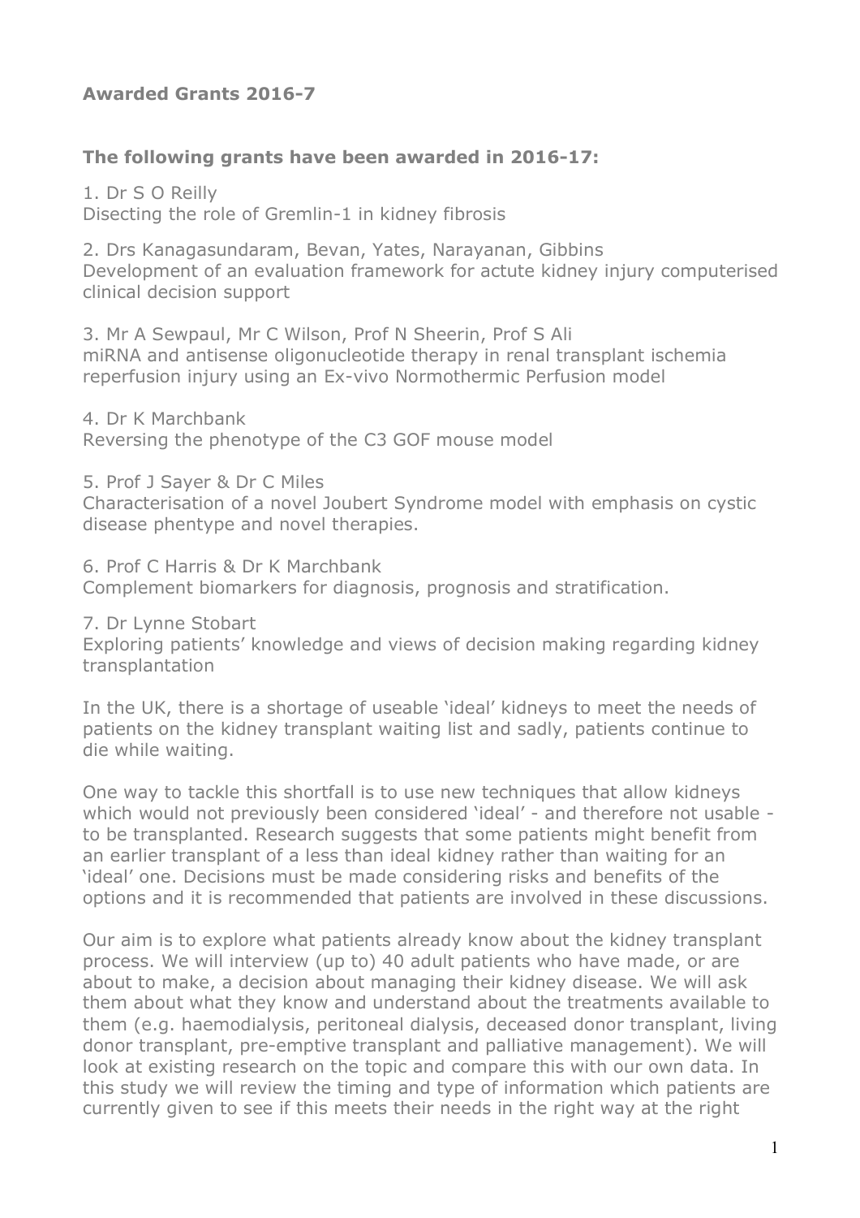## Awarded Grants 2016-7

### The following grants have been awarded in 2016-17:

1. Dr S O Reilly
Disecting the role of Gremlin-1 in kidney fibrosis

2. Drs Kanagasundaram, Bevan, Yates, Narayanan, Gibbins
Development of an evaluation framework for actute kidney injury computerised clinical decision support

3. Mr A Sewpaul, Mr C Wilson, Prof N Sheerin, Prof S Ali
miRNA and antisense oligonucleotide therapy in renal transplant ischemia reperfusion injury using an Ex-vivo Normothermic Perfusion model

4. Dr K Marchbank
Reversing the phenotype of the C3 GOF mouse model

5. Prof J Sayer & Dr C Miles
Characterisation of a novel Joubert Syndrome model with emphasis on cystic disease phentype and novel therapies.

6. Prof C Harris & Dr K Marchbank
Complement biomarkers for diagnosis, prognosis and stratification.

7. Dr Lynne Stobart
Exploring patients' knowledge and views of decision making regarding kidney transplantation

In the UK, there is a shortage of useable 'ideal' kidneys to meet the needs of patients on the kidney transplant waiting list and sadly, patients continue to die while waiting.

One way to tackle this shortfall is to use new techniques that allow kidneys which would not previously been considered 'ideal' - and therefore not usable - to be transplanted. Research suggests that some patients might benefit from an earlier transplant of a less than ideal kidney rather than waiting for an 'ideal' one. Decisions must be made considering risks and benefits of the options and it is recommended that patients are involved in these discussions.

Our aim is to explore what patients already know about the kidney transplant process. We will interview (up to) 40 adult patients who have made, or are about to make, a decision about managing their kidney disease. We will ask them about what they know and understand about the treatments available to them (e.g. haemodialysis, peritoneal dialysis, deceased donor transplant, living donor transplant, pre-emptive transplant and palliative management). We will look at existing research on the topic and compare this with our own data. In this study we will review the timing and type of information which patients are currently given to see if this meets their needs in the right way at the right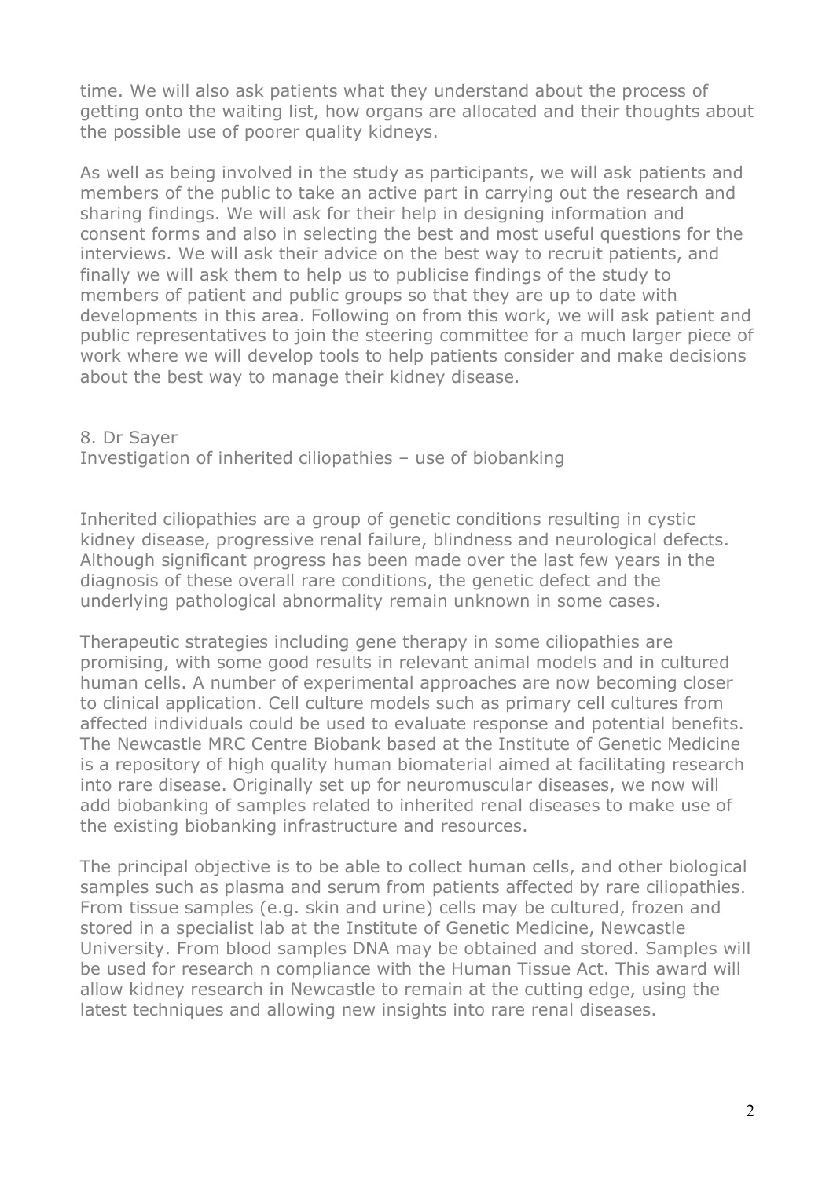time. We will also ask patients what they understand about the process of getting onto the waiting list, how organs are allocated and their thoughts about the possible use of poorer quality kidneys.

As well as being involved in the study as participants, we will ask patients and members of the public to take an active part in carrying out the research and sharing findings. We will ask for their help in designing information and consent forms and also in selecting the best and most useful questions for the interviews. We will ask their advice on the best way to recruit patients, and finally we will ask them to help us to publicise findings of the study to members of patient and public groups so that they are up to date with developments in this area. Following on from this work, we will ask patient and public representatives to join the steering committee for a much larger piece of work where we will develop tools to help patients consider and make decisions about the best way to manage their kidney disease.

8. Dr Sayer
Investigation of inherited ciliopathies – use of biobanking

Inherited ciliopathies are a group of genetic conditions resulting in cystic kidney disease, progressive renal failure, blindness and neurological defects. Although significant progress has been made over the last few years in the diagnosis of these overall rare conditions, the genetic defect and the underlying pathological abnormality remain unknown in some cases.

Therapeutic strategies including gene therapy in some ciliopathies are promising, with some good results in relevant animal models and in cultured human cells. A number of experimental approaches are now becoming closer to clinical application. Cell culture models such as primary cell cultures from affected individuals could be used to evaluate response and potential benefits. The Newcastle MRC Centre Biobank based at the Institute of Genetic Medicine is a repository of high quality human biomaterial aimed at facilitating research into rare disease. Originally set up for neuromuscular diseases, we now will add biobanking of samples related to inherited renal diseases to make use of the existing biobanking infrastructure and resources.

The principal objective is to be able to collect human cells, and other biological samples such as plasma and serum from patients affected by rare ciliopathies. From tissue samples (e.g. skin and urine) cells may be cultured, frozen and stored in a specialist lab at the Institute of Genetic Medicine, Newcastle University. From blood samples DNA may be obtained and stored. Samples will be used for research n compliance with the Human Tissue Act. This award will allow kidney research in Newcastle to remain at the cutting edge, using the latest techniques and allowing new insights into rare renal diseases.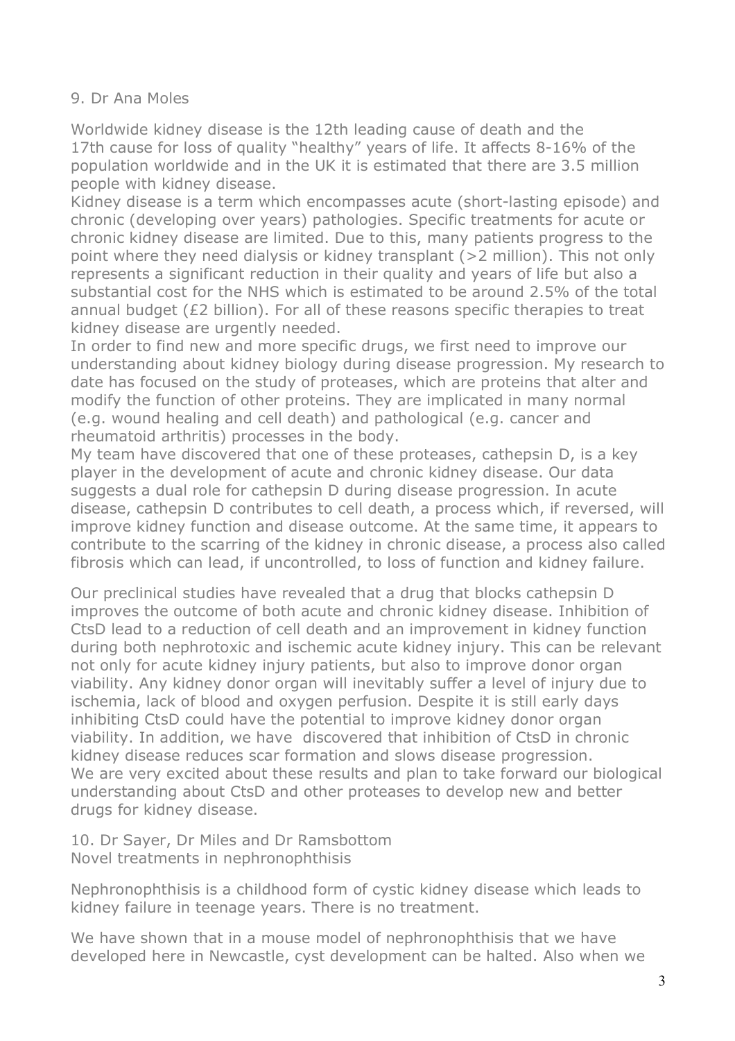9. Dr Ana Moles

Worldwide kidney disease is the 12th leading cause of death and the 17th cause for loss of quality "healthy" years of life. It affects 8-16% of the population worldwide and in the UK it is estimated that there are 3.5 million people with kidney disease.

Kidney disease is a term which encompasses acute (short-lasting episode) and chronic (developing over years) pathologies. Specific treatments for acute or chronic kidney disease are limited. Due to this, many patients progress to the point where they need dialysis or kidney transplant (>2 million). This not only represents a significant reduction in their quality and years of life but also a substantial cost for the NHS which is estimated to be around 2.5% of the total annual budget (£2 billion). For all of these reasons specific therapies to treat kidney disease are urgently needed.

In order to find new and more specific drugs, we first need to improve our understanding about kidney biology during disease progression. My research to date has focused on the study of proteases, which are proteins that alter and modify the function of other proteins. They are implicated in many normal (e.g. wound healing and cell death) and pathological (e.g. cancer and rheumatoid arthritis) processes in the body.

My team have discovered that one of these proteases, cathepsin D, is a key player in the development of acute and chronic kidney disease. Our data suggests a dual role for cathepsin D during disease progression. In acute disease, cathepsin D contributes to cell death, a process which, if reversed, will improve kidney function and disease outcome. At the same time, it appears to contribute to the scarring of the kidney in chronic disease, a process also called fibrosis which can lead, if uncontrolled, to loss of function and kidney failure.

Our preclinical studies have revealed that a drug that blocks cathepsin D improves the outcome of both acute and chronic kidney disease. Inhibition of CtsD lead to a reduction of cell death and an improvement in kidney function during both nephrotoxic and ischemic acute kidney injury. This can be relevant not only for acute kidney injury patients, but also to improve donor organ viability. Any kidney donor organ will inevitably suffer a level of injury due to ischemia, lack of blood and oxygen perfusion. Despite it is still early days inhibiting CtsD could have the potential to improve kidney donor organ viability. In addition, we have discovered that inhibition of CtsD in chronic kidney disease reduces scar formation and slows disease progression.

We are very excited about these results and plan to take forward our biological understanding about CtsD and other proteases to develop new and better drugs for kidney disease.

10. Dr Sayer, Dr Miles and Dr Ramsbottom
Novel treatments in nephronophthisis

Nephronophthisis is a childhood form of cystic kidney disease which leads to kidney failure in teenage years. There is no treatment.

We have shown that in a mouse model of nephronophthisis that we have developed here in Newcastle, cyst development can be halted. Also when we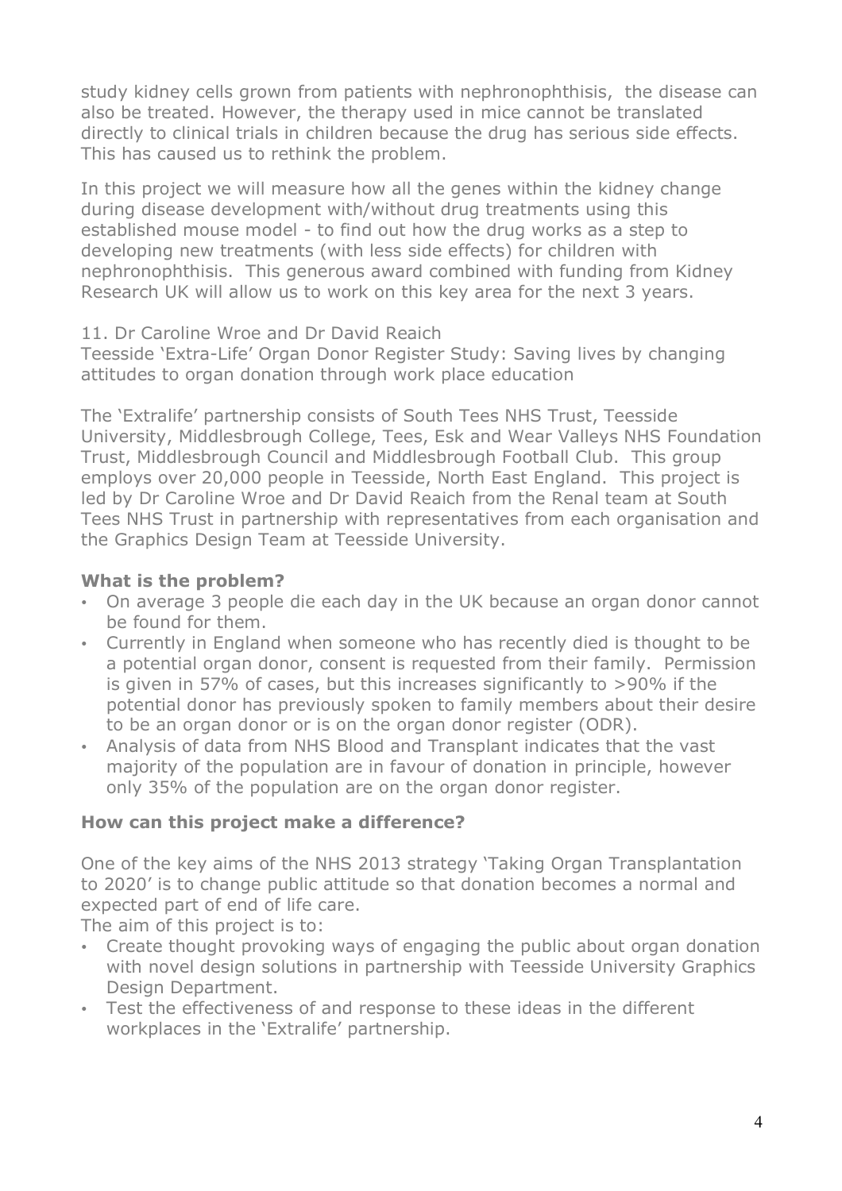study kidney cells grown from patients with nephronophthisis, the disease can also be treated. However, the therapy used in mice cannot be translated directly to clinical trials in children because the drug has serious side effects. This has caused us to rethink the problem.

In this project we will measure how all the genes within the kidney change during disease development with/without drug treatments using this established mouse model - to find out how the drug works as a step to developing new treatments (with less side effects) for children with nephronophthisis. This generous award combined with funding from Kidney Research UK will allow us to work on this key area for the next 3 years.

11. Dr Caroline Wroe and Dr David Reaich
Teesside 'Extra-Life' Organ Donor Register Study: Saving lives by changing attitudes to organ donation through work place education

The 'Extralife' partnership consists of South Tees NHS Trust, Teesside University, Middlesbrough College, Tees, Esk and Wear Valleys NHS Foundation Trust, Middlesbrough Council and Middlesbrough Football Club. This group employs over 20,000 people in Teesside, North East England. This project is led by Dr Caroline Wroe and Dr David Reaich from the Renal team at South Tees NHS Trust in partnership with representatives from each organisation and the Graphics Design Team at Teesside University.

**What is the problem?**

- On average 3 people die each day in the UK because an organ donor cannot be found for them.
- Currently in England when someone who has recently died is thought to be a potential organ donor, consent is requested from their family. Permission is given in 57% of cases, but this increases significantly to >90% if the potential donor has previously spoken to family members about their desire to be an organ donor or is on the organ donor register (ODR).
- Analysis of data from NHS Blood and Transplant indicates that the vast majority of the population are in favour of donation in principle, however only 35% of the population are on the organ donor register.

**How can this project make a difference?**

One of the key aims of the NHS 2013 strategy 'Taking Organ Transplantation to 2020' is to change public attitude so that donation becomes a normal and expected part of end of life care.
The aim of this project is to:

- Create thought provoking ways of engaging the public about organ donation with novel design solutions in partnership with Teesside University Graphics Design Department.
- Test the effectiveness of and response to these ideas in the different workplaces in the 'Extralife' partnership.